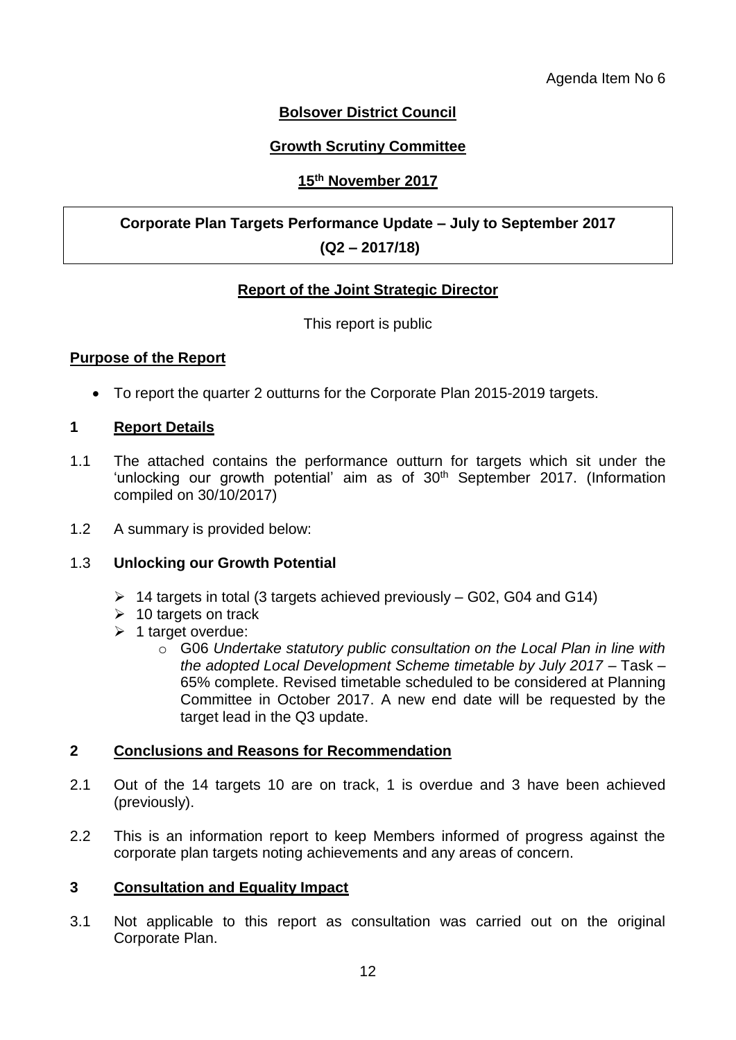Agenda Item No 6

**Bolsover District Council**

**Growth Scrutiny Committee**

**15th November 2017**

**Corporate Plan Targets Performance Update – July to September 2017**
**(Q2 – 2017/18)**

**Report of the Joint Strategic Director**

This report is public

## Purpose of the Report

- To report the quarter 2 outturns for the Corporate Plan 2015-2019 targets.

## 1 Report Details

1.1 The attached contains the performance outturn for targets which sit under the 'unlocking our growth potential' aim as of 30th September 2017. (Information compiled on 30/10/2017)

1.2 A summary is provided below:

1.3 **Unlocking our Growth Potential**

- 14 targets in total (3 targets achieved previously – G02, G04 and G14)
- 10 targets on track
- 1 target overdue:
  - G06 *Undertake statutory public consultation on the Local Plan in line with the adopted Local Development Scheme timetable by July 2017* – Task – 65% complete. Revised timetable scheduled to be considered at Planning Committee in October 2017. A new end date will be requested by the target lead in the Q3 update.

## 2 Conclusions and Reasons for Recommendation

2.1 Out of the 14 targets 10 are on track, 1 is overdue and 3 have been achieved (previously).

2.2 This is an information report to keep Members informed of progress against the corporate plan targets noting achievements and any areas of concern.

## 3 Consultation and Equality Impact

3.1 Not applicable to this report as consultation was carried out on the original Corporate Plan.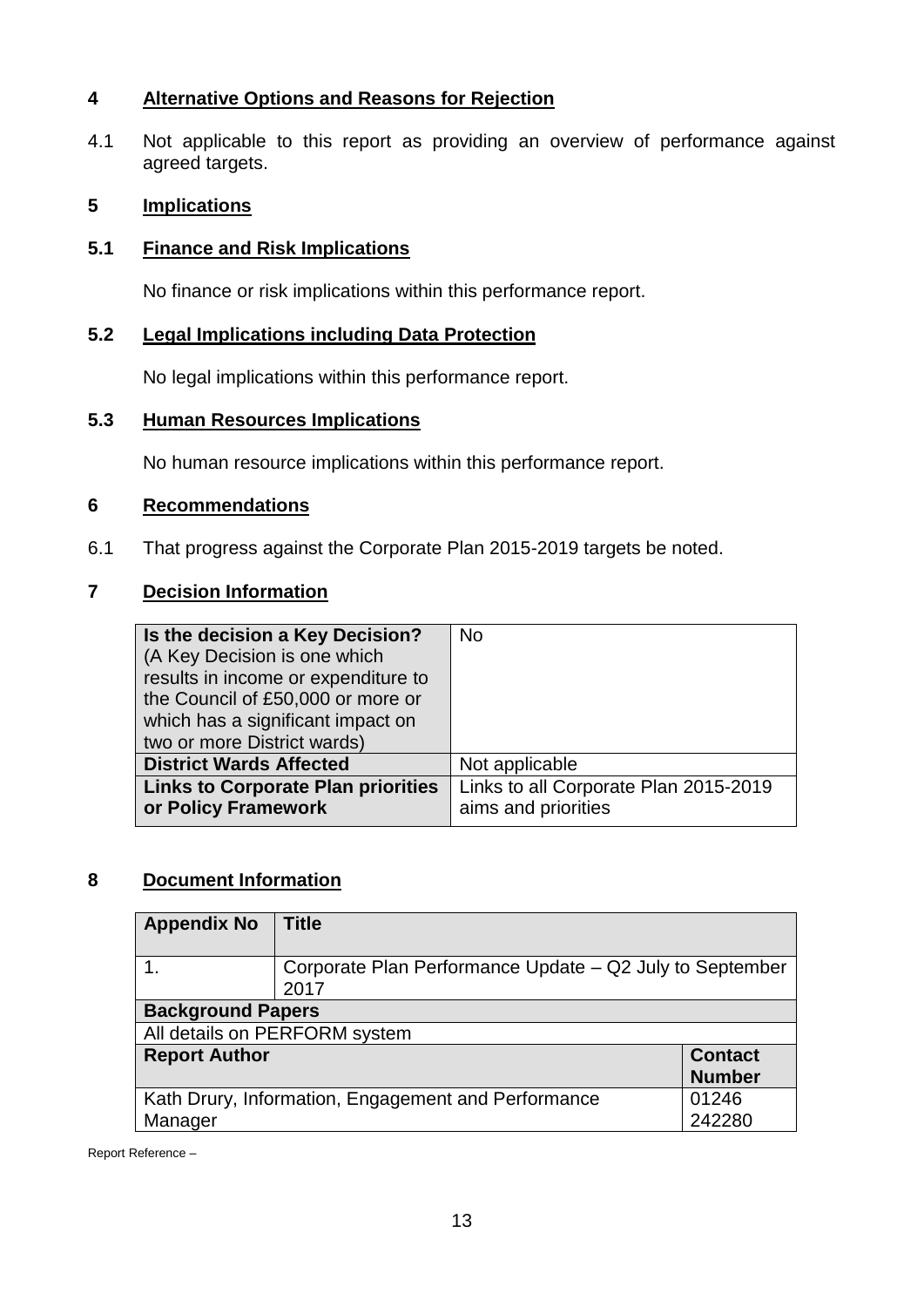## 4 Alternative Options and Reasons for Rejection

4.1 Not applicable to this report as providing an overview of performance against agreed targets.

## 5 Implications

### 5.1 Finance and Risk Implications

No finance or risk implications within this performance report.

### 5.2 Legal Implications including Data Protection

No legal implications within this performance report.

### 5.3 Human Resources Implications

No human resource implications within this performance report.

## 6 Recommendations

6.1 That progress against the Corporate Plan 2015-2019 targets be noted.

## 7 Decision Information

| | |
|---|---|
| **Is the decision a Key Decision?** (A Key Decision is one which results in income or expenditure to the Council of £50,000 or more or which has a significant impact on two or more District wards) | No |
| **District Wards Affected** | Not applicable |
| **Links to Corporate Plan priorities or Policy Framework** | Links to all Corporate Plan 2015-2019 aims and priorities |

## 8 Document Information

| **Appendix No** | **Title** | |
|---|---|---|
| 1. | Corporate Plan Performance Update – Q2 July to September 2017 | |
| **Background Papers** | | |
| All details on PERFORM system | | |
| **Report Author** | | **Contact Number** |
| Kath Drury, Information, Engagement and Performance Manager | | 01246 242280 |

Report Reference –